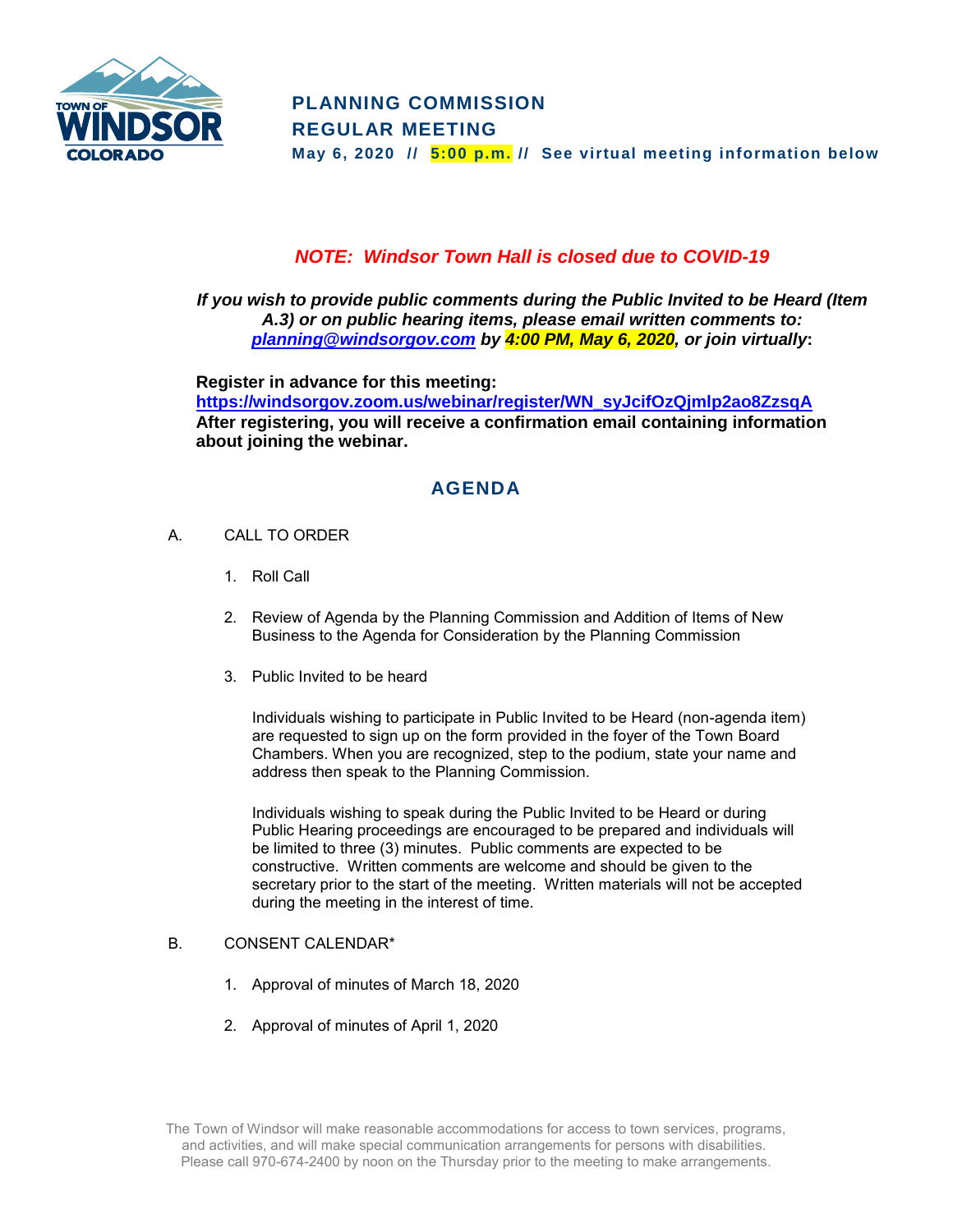# PLANNING COMMISSION
## REGULAR MEETING

**May 6, 2020 // 5:00 p.m. // See virtual meeting information below**

***NOTE: Windsor Town Hall is closed due to COVID-19***

***If you wish to provide public comments during the Public Invited to be Heard (Item A.3) or on public hearing items, please email written comments to: planning@windsorgov.com by 4:00 PM, May 6, 2020, or join virtually*:**

**Register in advance for this meeting:**
**https://windsorgov.zoom.us/webinar/register/WN_syJcifOzQjmlp2ao8ZzsqA**
**After registering, you will receive a confirmation email containing information about joining the webinar.**

## AGENDA

A. CALL TO ORDER

1. Roll Call

2. Review of Agenda by the Planning Commission and Addition of Items of New Business to the Agenda for Consideration by the Planning Commission

3. Public Invited to be heard

   Individuals wishing to participate in Public Invited to be Heard (non-agenda item) are requested to sign up on the form provided in the foyer of the Town Board Chambers. When you are recognized, step to the podium, state your name and address then speak to the Planning Commission.

   Individuals wishing to speak during the Public Invited to be Heard or during Public Hearing proceedings are encouraged to be prepared and individuals will be limited to three (3) minutes. Public comments are expected to be constructive. Written comments are welcome and should be given to the secretary prior to the start of the meeting. Written materials will not be accepted during the meeting in the interest of time.

B. CONSENT CALENDAR*

1. Approval of minutes of March 18, 2020

2. Approval of minutes of April 1, 2020

The Town of Windsor will make reasonable accommodations for access to town services, programs, and activities, and will make special communication arrangements for persons with disabilities. Please call 970-674-2400 by noon on the Thursday prior to the meeting to make arrangements.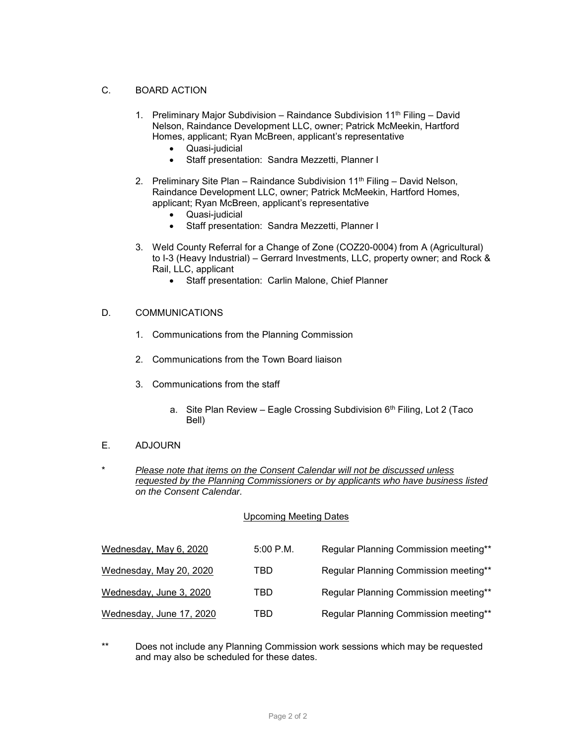## C. BOARD ACTION

1. Preliminary Major Subdivision – Raindance Subdivision 11th Filing – David Nelson, Raindance Development LLC, owner; Patrick McMeekin, Hartford Homes, applicant; Ryan McBreen, applicant's representative
   - Quasi-judicial
   - Staff presentation: Sandra Mezzetti, Planner I

2. Preliminary Site Plan – Raindance Subdivision 11th Filing – David Nelson, Raindance Development LLC, owner; Patrick McMeekin, Hartford Homes, applicant; Ryan McBreen, applicant's representative
   - Quasi-judicial
   - Staff presentation: Sandra Mezzetti, Planner I

3. Weld County Referral for a Change of Zone (COZ20-0004) from A (Agricultural) to I-3 (Heavy Industrial) – Gerrard Investments, LLC, property owner; and Rock & Rail, LLC, applicant
   - Staff presentation: Carlin Malone, Chief Planner

## D. COMMUNICATIONS

1. Communications from the Planning Commission

2. Communications from the Town Board liaison

3. Communications from the staff

   a. Site Plan Review – Eagle Crossing Subdivision 6th Filing, Lot 2 (Taco Bell)

## E. ADJOURN

\* *Please note that items on the Consent Calendar will not be discussed unless requested by the Planning Commissioners or by applicants who have business listed on the Consent Calendar.*

### Upcoming Meeting Dates

| | | |
|---|---|---|
| Wednesday, May 6, 2020 | 5:00 P.M. | Regular Planning Commission meeting** |
| Wednesday, May 20, 2020 | TBD | Regular Planning Commission meeting** |
| Wednesday, June 3, 2020 | TBD | Regular Planning Commission meeting** |
| Wednesday, June 17, 2020 | TBD | Regular Planning Commission meeting** |

** Does not include any Planning Commission work sessions which may be requested and may also be scheduled for these dates.